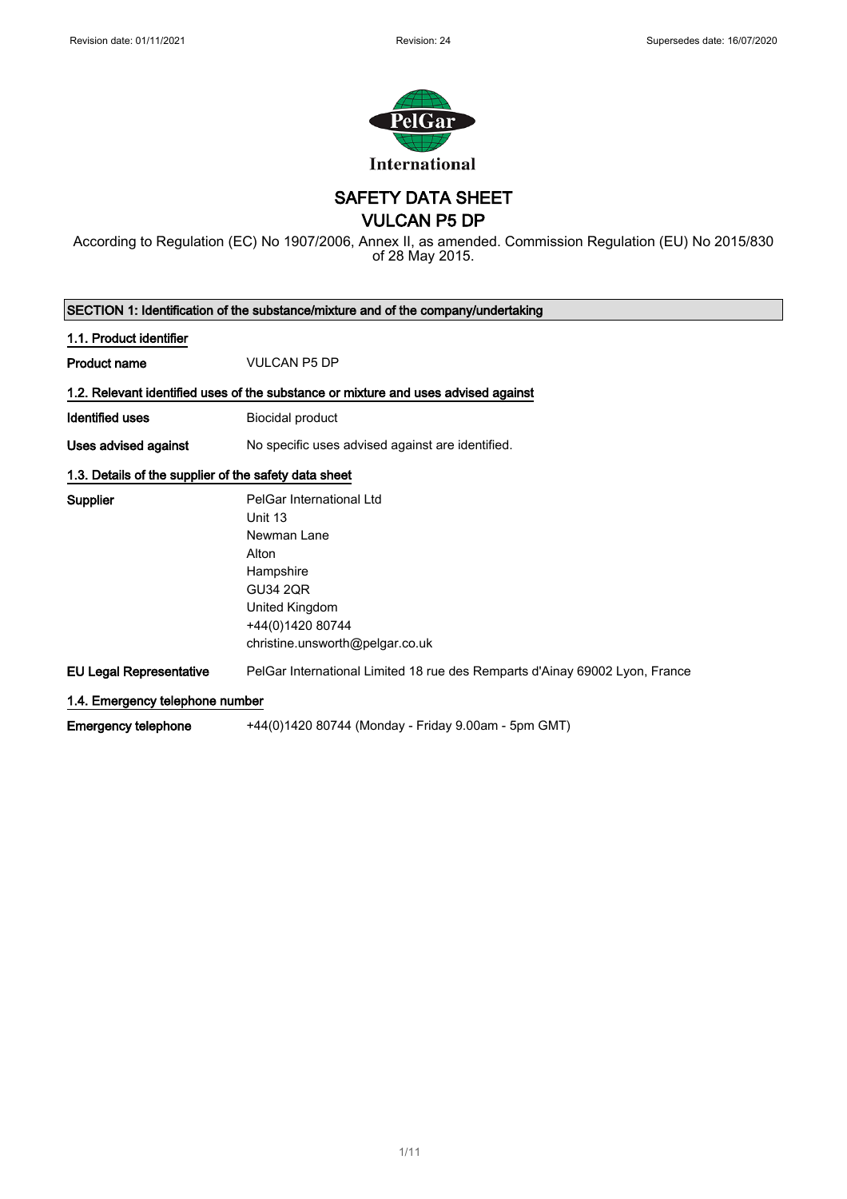Revision date: 01/11/2021 Revision: 24 Supersedes date: 16/07/2020

PelGar International

# SAFETY DATA SHEET
# VULCAN P5 DP

According to Regulation (EC) No 1907/2006, Annex II, as amended. Commission Regulation (EU) No 2015/830 of 28 May 2015.

## SECTION 1: Identification of the substance/mixture and of the company/undertaking

### 1.1. Product identifier

**Product name** VULCAN P5 DP

### 1.2. Relevant identified uses of the substance or mixture and uses advised against

**Identified uses** Biocidal product

**Uses advised against** No specific uses advised against are identified.

### 1.3. Details of the supplier of the safety data sheet

**Supplier**
PelGar International Ltd
Unit 13
Newman Lane
Alton
Hampshire
GU34 2QR
United Kingdom
+44(0)1420 80744
christine.unsworth@pelgar.co.uk

**EU Legal Representative** PelGar International Limited 18 rue des Remparts d'Ainay 69002 Lyon, France

### 1.4. Emergency telephone number

**Emergency telephone** +44(0)1420 80744 (Monday - Friday 9.00am - 5pm GMT)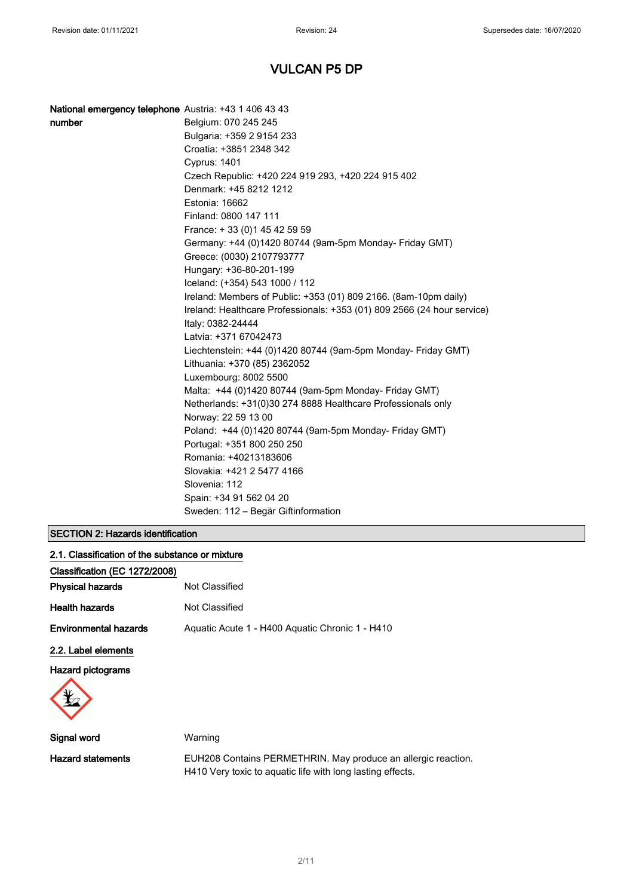# VULCAN P5 DP

| | |
|---|---|
| **National emergency telephone number** | Austria: +43 1 406 43 43<br>Belgium: 070 245 245<br>Bulgaria: +359 2 9154 233<br>Croatia: +3851 2348 342<br>Cyprus: 1401<br>Czech Republic: +420 224 919 293, +420 224 915 402<br>Denmark: +45 8212 1212<br>Estonia: 16662<br>Finland: 0800 147 111<br>France: + 33 (0)1 45 42 59 59<br>Germany: +44 (0)1420 80744 (9am-5pm Monday- Friday GMT)<br>Greece: (0030) 2107793777<br>Hungary: +36-80-201-199<br>Iceland: (+354) 543 1000 / 112<br>Ireland: Members of Public: +353 (01) 809 2166. (8am-10pm daily)<br>Ireland: Healthcare Professionals: +353 (01) 809 2566 (24 hour service)<br>Italy: 0382-24444<br>Latvia: +371 67042473<br>Liechtenstein: +44 (0)1420 80744 (9am-5pm Monday- Friday GMT)<br>Lithuania: +370 (85) 2362052<br>Luxembourg: 8002 5500<br>Malta: +44 (0)1420 80744 (9am-5pm Monday- Friday GMT)<br>Netherlands: +31(0)30 274 8888 Healthcare Professionals only<br>Norway: 22 59 13 00<br>Poland: +44 (0)1420 80744 (9am-5pm Monday- Friday GMT)<br>Portugal: +351 800 250 250<br>Romania: +40213183606<br>Slovakia: +421 2 5477 4166<br>Slovenia: 112<br>Spain: +34 91 562 04 20<br>Sweden: 112 – Begär Giftinformation |

## SECTION 2: Hazards identification

### 2.1. Classification of the substance or mixture

**Classification (EC 1272/2008)**

| | |
|---|---|
| **Physical hazards** | Not Classified |
| **Health hazards** | Not Classified |
| **Environmental hazards** | Aquatic Acute 1 - H400 Aquatic Chronic 1 - H410 |

### 2.2. Label elements

**Hazard pictograms**

| | |
|---|---|
| **Signal word** | Warning |
| **Hazard statements** | EUH208 Contains PERMETHRIN. May produce an allergic reaction.<br>H410 Very toxic to aquatic life with long lasting effects. |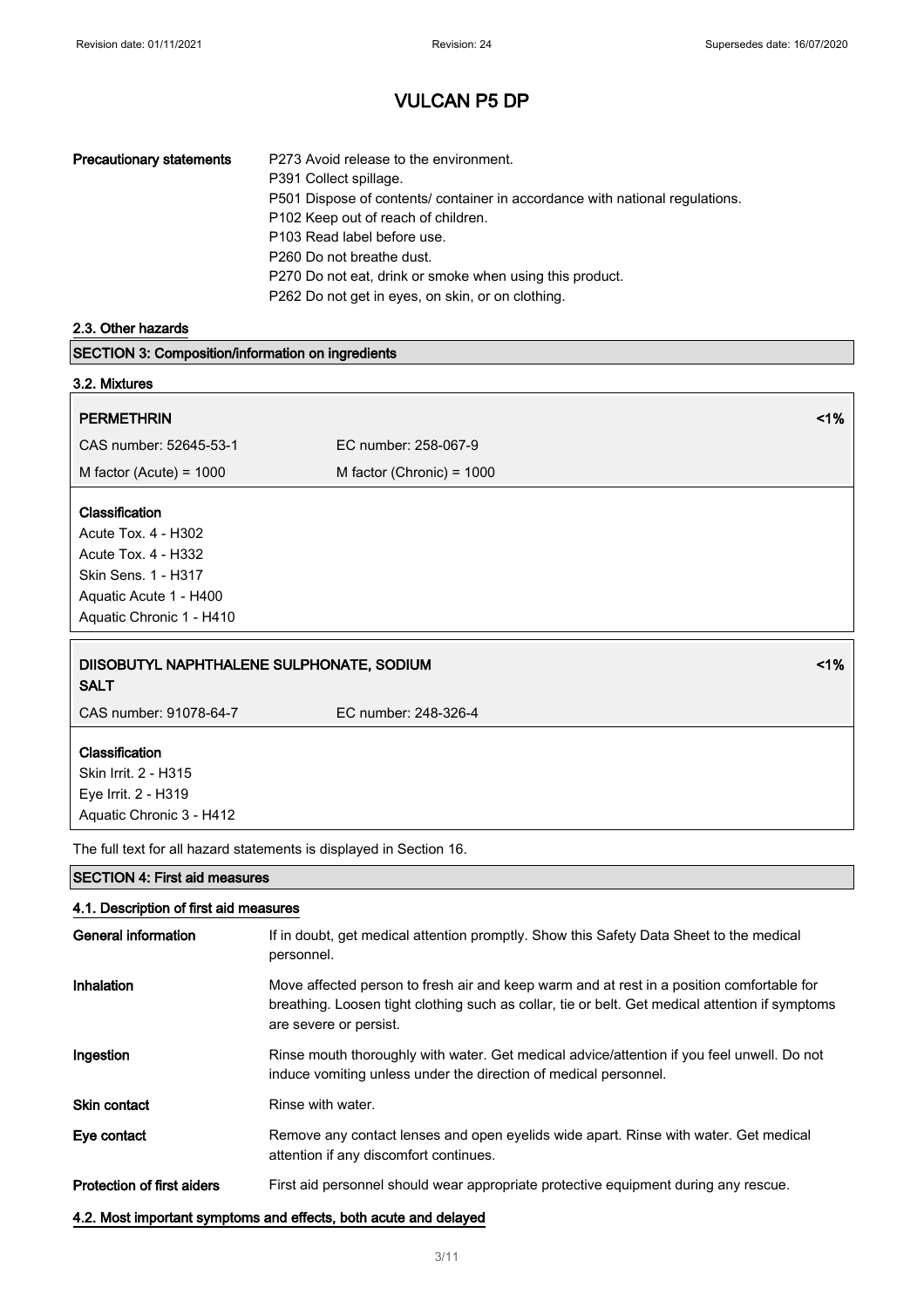# VULCAN P5 DP

| | |
|---|---|
| **Precautionary statements** | P273 Avoid release to the environment.<br>P391 Collect spillage.<br>P501 Dispose of contents/ container in accordance with national regulations.<br>P102 Keep out of reach of children.<br>P103 Read label before use.<br>P260 Do not breathe dust.<br>P270 Do not eat, drink or smoke when using this product.<br>P262 Do not get in eyes, on skin, or on clothing. |

### 2.3. Other hazards

## SECTION 3: Composition/information on ingredients

### 3.2. Mixtures

**PERMETHRIN** <1%

| | |
|---|---|
| CAS number: 52645-53-1 | EC number: 258-067-9 |
| M factor (Acute) = 1000 | M factor (Chronic) = 1000 |

**Classification**
Acute Tox. 4 - H302
Acute Tox. 4 - H332
Skin Sens. 1 - H317
Aquatic Acute 1 - H400
Aquatic Chronic 1 - H410

**DIISOBUTYL NAPHTHALENE SULPHONATE, SODIUM SALT** <1%

| | |
|---|---|
| CAS number: 91078-64-7 | EC number: 248-326-4 |

**Classification**
Skin Irrit. 2 - H315
Eye Irrit. 2 - H319
Aquatic Chronic 3 - H412

The full text for all hazard statements is displayed in Section 16.

## SECTION 4: First aid measures

### 4.1. Description of first aid measures

| | |
|---|---|
| **General information** | If in doubt, get medical attention promptly. Show this Safety Data Sheet to the medical personnel. |
| **Inhalation** | Move affected person to fresh air and keep warm and at rest in a position comfortable for breathing. Loosen tight clothing such as collar, tie or belt. Get medical attention if symptoms are severe or persist. |
| **Ingestion** | Rinse mouth thoroughly with water. Get medical advice/attention if you feel unwell. Do not induce vomiting unless under the direction of medical personnel. |
| **Skin contact** | Rinse with water. |
| **Eye contact** | Remove any contact lenses and open eyelids wide apart. Rinse with water. Get medical attention if any discomfort continues. |
| **Protection of first aiders** | First aid personnel should wear appropriate protective equipment during any rescue. |

### 4.2. Most important symptoms and effects, both acute and delayed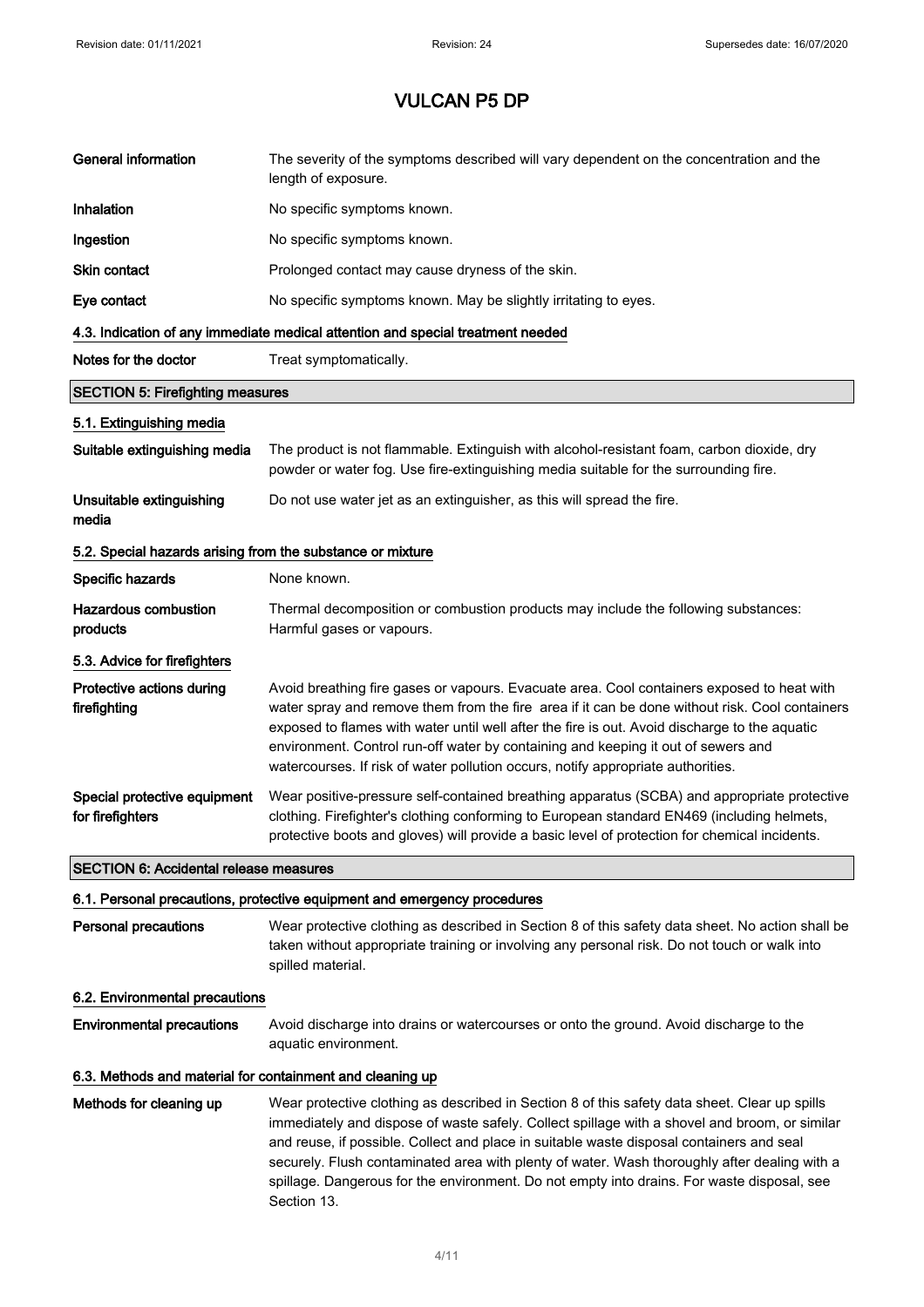| | |
|---|---|
| **General information** | The severity of the symptoms described will vary dependent on the concentration and the length of exposure. |
| **Inhalation** | No specific symptoms known. |
| **Ingestion** | No specific symptoms known. |
| **Skin contact** | Prolonged contact may cause dryness of the skin. |
| **Eye contact** | No specific symptoms known. May be slightly irritating to eyes. |

#### 4.3. Indication of any immediate medical attention and special treatment needed

| | |
|---|---|
| **Notes for the doctor** | Treat symptomatically. |

## SECTION 5: Firefighting measures

#### 5.1. Extinguishing media

| | |
|---|---|
| **Suitable extinguishing media** | The product is not flammable. Extinguish with alcohol-resistant foam, carbon dioxide, dry powder or water fog. Use fire-extinguishing media suitable for the surrounding fire. |
| **Unsuitable extinguishing media** | Do not use water jet as an extinguisher, as this will spread the fire. |

#### 5.2. Special hazards arising from the substance or mixture

| | |
|---|---|
| **Specific hazards** | None known. |
| **Hazardous combustion products** | Thermal decomposition or combustion products may include the following substances: Harmful gases or vapours. |

#### 5.3. Advice for firefighters

| | |
|---|---|
| **Protective actions during firefighting** | Avoid breathing fire gases or vapours. Evacuate area. Cool containers exposed to heat with water spray and remove them from the fire area if it can be done without risk. Cool containers exposed to flames with water until well after the fire is out. Avoid discharge to the aquatic environment. Control run-off water by containing and keeping it out of sewers and watercourses. If risk of water pollution occurs, notify appropriate authorities. |
| **Special protective equipment for firefighters** | Wear positive-pressure self-contained breathing apparatus (SCBA) and appropriate protective clothing. Firefighter's clothing conforming to European standard EN469 (including helmets, protective boots and gloves) will provide a basic level of protection for chemical incidents. |

## SECTION 6: Accidental release measures

#### 6.1. Personal precautions, protective equipment and emergency procedures

| | |
|---|---|
| **Personal precautions** | Wear protective clothing as described in Section 8 of this safety data sheet. No action shall be taken without appropriate training or involving any personal risk. Do not touch or walk into spilled material. |

#### 6.2. Environmental precautions

| | |
|---|---|
| **Environmental precautions** | Avoid discharge into drains or watercourses or onto the ground. Avoid discharge to the aquatic environment. |

#### 6.3. Methods and material for containment and cleaning up

| | |
|---|---|
| **Methods for cleaning up** | Wear protective clothing as described in Section 8 of this safety data sheet. Clear up spills immediately and dispose of waste safely. Collect spillage with a shovel and broom, or similar and reuse, if possible. Collect and place in suitable waste disposal containers and seal securely. Flush contaminated area with plenty of water. Wash thoroughly after dealing with a spillage. Dangerous for the environment. Do not empty into drains. For waste disposal, see Section 13. |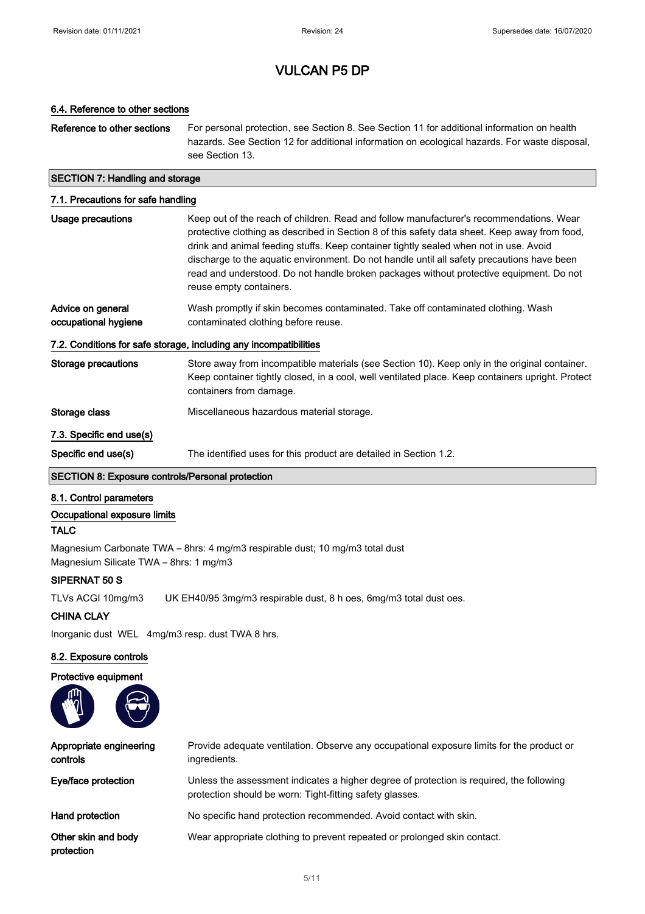# VULCAN P5 DP

#### 6.4. Reference to other sections

| | |
|---|---|
| **Reference to other sections** | For personal protection, see Section 8. See Section 11 for additional information on health hazards. See Section 12 for additional information on ecological hazards. For waste disposal, see Section 13. |

## SECTION 7: Handling and storage

#### 7.1. Precautions for safe handling

| | |
|---|---|
| **Usage precautions** | Keep out of the reach of children. Read and follow manufacturer's recommendations. Wear protective clothing as described in Section 8 of this safety data sheet. Keep away from food, drink and animal feeding stuffs. Keep container tightly sealed when not in use. Avoid discharge to the aquatic environment. Do not handle until all safety precautions have been read and understood. Do not handle broken packages without protective equipment. Do not reuse empty containers. |
| **Advice on general occupational hygiene** | Wash promptly if skin becomes contaminated. Take off contaminated clothing. Wash contaminated clothing before reuse. |

#### 7.2. Conditions for safe storage, including any incompatibilities

| | |
|---|---|
| **Storage precautions** | Store away from incompatible materials (see Section 10). Keep only in the original container. Keep container tightly closed, in a cool, well ventilated place. Keep containers upright. Protect containers from damage. |
| **Storage class** | Miscellaneous hazardous material storage. |

#### 7.3. Specific end use(s)

| | |
|---|---|
| **Specific end use(s)** | The identified uses for this product are detailed in Section 1.2. |

## SECTION 8: Exposure controls/Personal protection

#### 8.1. Control parameters

#### Occupational exposure limits

**TALC**

Magnesium Carbonate TWA – 8hrs: 4 mg/m3 respirable dust; 10 mg/m3 total dust
Magnesium Silicate TWA – 8hrs: 1 mg/m3

**SIPERNAT 50 S**

TLVs ACGI 10mg/m3 UK EH40/95 3mg/m3 respirable dust, 8 h oes, 6mg/m3 total dust oes.

**CHINA CLAY**

Inorganic dust WEL 4mg/m3 resp. dust TWA 8 hrs.

#### 8.2. Exposure controls

**Protective equipment**

| | |
|---|---|
| **Appropriate engineering controls** | Provide adequate ventilation. Observe any occupational exposure limits for the product or ingredients. |
| **Eye/face protection** | Unless the assessment indicates a higher degree of protection is required, the following protection should be worn: Tight-fitting safety glasses. |
| **Hand protection** | No specific hand protection recommended. Avoid contact with skin. |
| **Other skin and body protection** | Wear appropriate clothing to prevent repeated or prolonged skin contact. |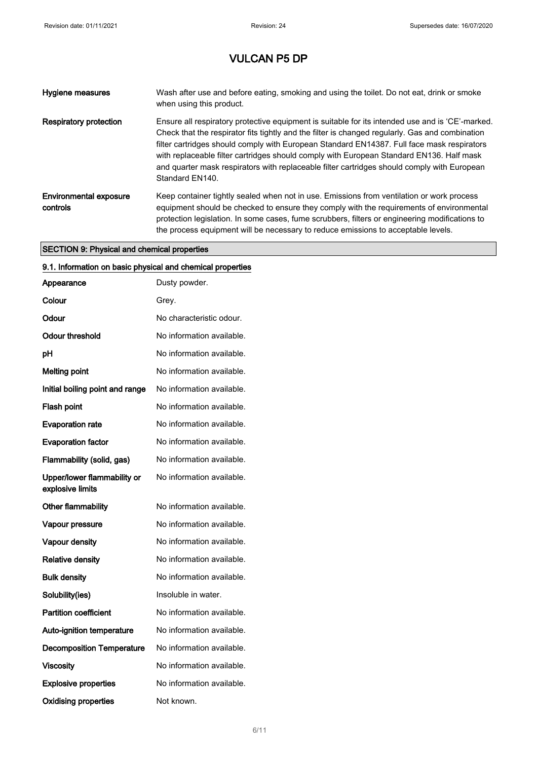| | |
|---|---|
| **Hygiene measures** | Wash after use and before eating, smoking and using the toilet. Do not eat, drink or smoke when using this product. |
| **Respiratory protection** | Ensure all respiratory protective equipment is suitable for its intended use and is 'CE'-marked. Check that the respirator fits tightly and the filter is changed regularly. Gas and combination filter cartridges should comply with European Standard EN14387. Full face mask respirators with replaceable filter cartridges should comply with European Standard EN136. Half mask and quarter mask respirators with replaceable filter cartridges should comply with European Standard EN140. |
| **Environmental exposure controls** | Keep container tightly sealed when not in use. Emissions from ventilation or work process equipment should be checked to ensure they comply with the requirements of environmental protection legislation. In some cases, fume scrubbers, filters or engineering modifications to the process equipment will be necessary to reduce emissions to acceptable levels. |

## SECTION 9: Physical and chemical properties

### 9.1. Information on basic physical and chemical properties

| | |
|---|---|
| **Appearance** | Dusty powder. |
| **Colour** | Grey. |
| **Odour** | No characteristic odour. |
| **Odour threshold** | No information available. |
| **pH** | No information available. |
| **Melting point** | No information available. |
| **Initial boiling point and range** | No information available. |
| **Flash point** | No information available. |
| **Evaporation rate** | No information available. |
| **Evaporation factor** | No information available. |
| **Flammability (solid, gas)** | No information available. |
| **Upper/lower flammability or explosive limits** | No information available. |
| **Other flammability** | No information available. |
| **Vapour pressure** | No information available. |
| **Vapour density** | No information available. |
| **Relative density** | No information available. |
| **Bulk density** | No information available. |
| **Solubility(ies)** | Insoluble in water. |
| **Partition coefficient** | No information available. |
| **Auto-ignition temperature** | No information available. |
| **Decomposition Temperature** | No information available. |
| **Viscosity** | No information available. |
| **Explosive properties** | No information available. |
| **Oxidising properties** | Not known. |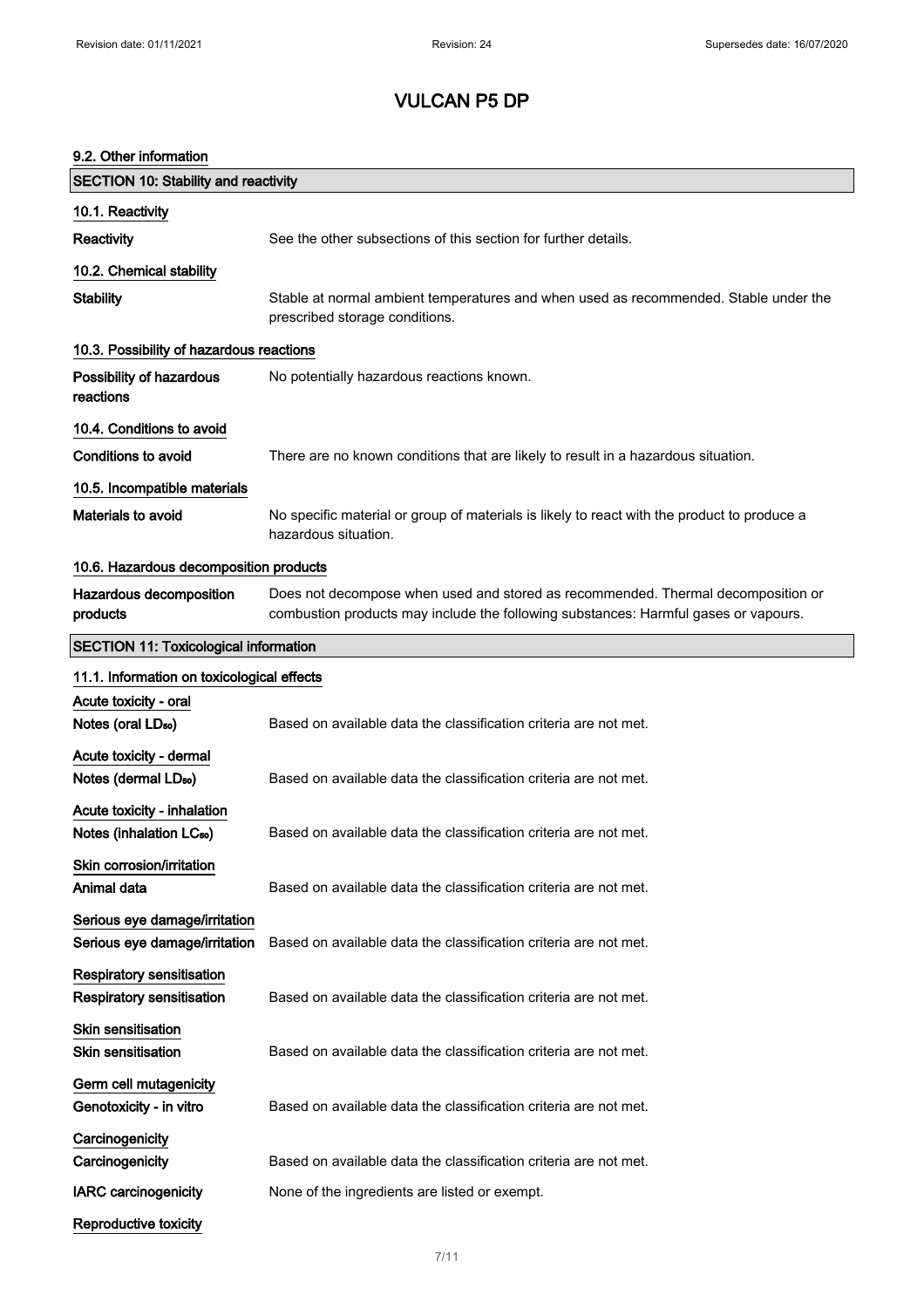# VULCAN P5 DP

### 9.2. Other information

## SECTION 10: Stability and reactivity

### 10.1. Reactivity

**Reactivity** See the other subsections of this section for further details.

### 10.2. Chemical stability

**Stability** Stable at normal ambient temperatures and when used as recommended. Stable under the prescribed storage conditions.

### 10.3. Possibility of hazardous reactions

**Possibility of hazardous reactions** No potentially hazardous reactions known.

### 10.4. Conditions to avoid

**Conditions to avoid** There are no known conditions that are likely to result in a hazardous situation.

### 10.5. Incompatible materials

**Materials to avoid** No specific material or group of materials is likely to react with the product to produce a hazardous situation.

### 10.6. Hazardous decomposition products

**Hazardous decomposition products** Does not decompose when used and stored as recommended. Thermal decomposition or combustion products may include the following substances: Harmful gases or vapours.

## SECTION 11: Toxicological information

### 11.1. Information on toxicological effects

**Acute toxicity - oral**

**Notes (oral $LD_{50}$)** Based on available data the classification criteria are not met.

**Acute toxicity - dermal**

**Notes (dermal $LD_{50}$)** Based on available data the classification criteria are not met.

**Acute toxicity - inhalation**

**Notes (inhalation $LC_{50}$)** Based on available data the classification criteria are not met.

**Skin corrosion/irritation**

**Animal data** Based on available data the classification criteria are not met.

**Serious eye damage/irritation**

**Serious eye damage/irritation** Based on available data the classification criteria are not met.

**Respiratory sensitisation**

**Respiratory sensitisation** Based on available data the classification criteria are not met.

**Skin sensitisation**

**Skin sensitisation** Based on available data the classification criteria are not met.

**Germ cell mutagenicity**

**Genotoxicity - in vitro** Based on available data the classification criteria are not met.

**Carcinogenicity**

**Carcinogenicity** Based on available data the classification criteria are not met.

**IARC carcinogenicity** None of the ingredients are listed or exempt.

**Reproductive toxicity**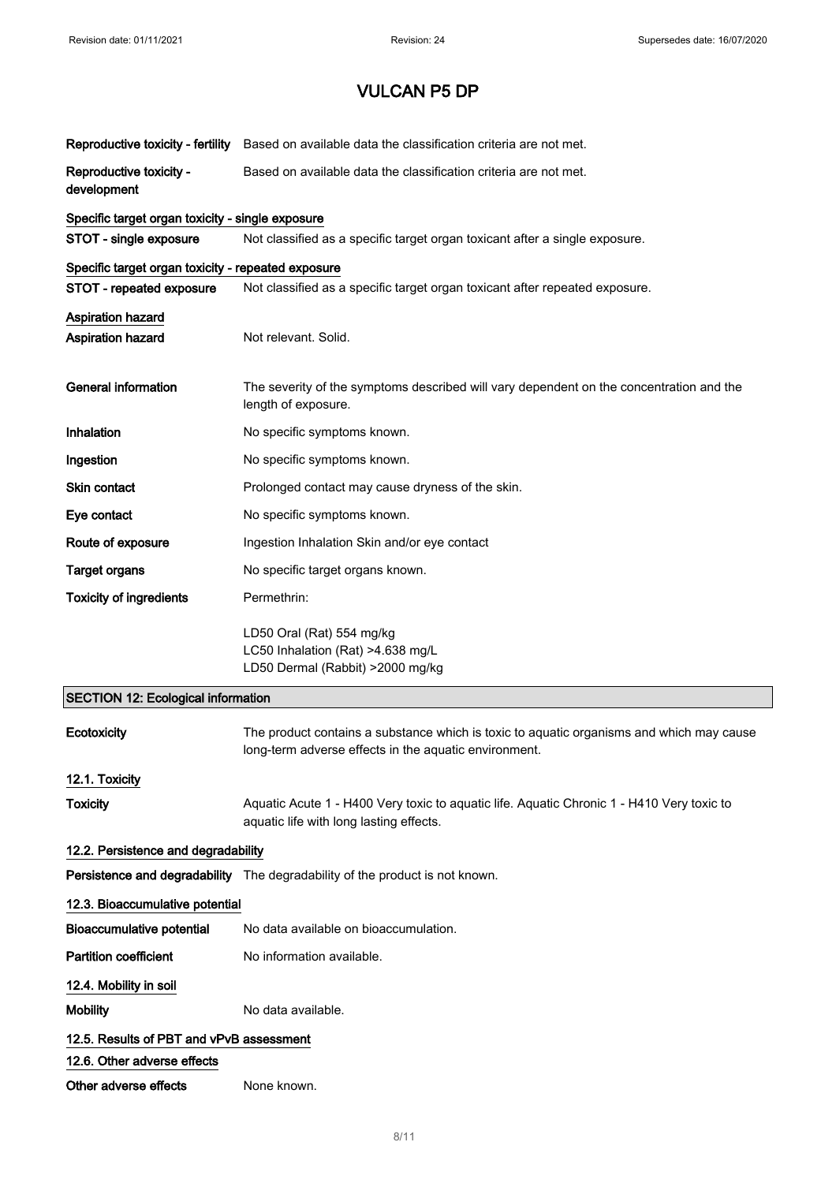| | |
|---|---|
| **Reproductive toxicity - fertility** | Based on available data the classification criteria are not met. |
| **Reproductive toxicity - development** | Based on available data the classification criteria are not met. |

**Specific target organ toxicity - single exposure**

| | |
|---|---|
| **STOT - single exposure** | Not classified as a specific target organ toxicant after a single exposure. |

**Specific target organ toxicity - repeated exposure**

| | |
|---|---|
| **STOT - repeated exposure** | Not classified as a specific target organ toxicant after repeated exposure. |

**Aspiration hazard**

| | |
|---|---|
| **Aspiration hazard** | Not relevant. Solid. |
| **General information** | The severity of the symptoms described will vary dependent on the concentration and the length of exposure. |
| **Inhalation** | No specific symptoms known. |
| **Ingestion** | No specific symptoms known. |
| **Skin contact** | Prolonged contact may cause dryness of the skin. |
| **Eye contact** | No specific symptoms known. |
| **Route of exposure** | Ingestion Inhalation Skin and/or eye contact |
| **Target organs** | No specific target organs known. |
| **Toxicity of ingredients** | Permethrin:<br><br>LD50 Oral (Rat) 554 mg/kg<br>LC50 Inhalation (Rat) >4.638 mg/L<br>LD50 Dermal (Rabbit) >2000 mg/kg |

## SECTION 12: Ecological information

| | |
|---|---|
| **Ecotoxicity** | The product contains a substance which is toxic to aquatic organisms and which may cause long-term adverse effects in the aquatic environment. |

**12.1. Toxicity**

| | |
|---|---|
| **Toxicity** | Aquatic Acute 1 - H400 Very toxic to aquatic life. Aquatic Chronic 1 - H410 Very toxic to aquatic life with long lasting effects. |

**12.2. Persistence and degradability**

| | |
|---|---|
| **Persistence and degradability** | The degradability of the product is not known. |

**12.3. Bioaccumulative potential**

| | |
|---|---|
| **Bioaccumulative potential** | No data available on bioaccumulation. |
| **Partition coefficient** | No information available. |

**12.4. Mobility in soil**

| | |
|---|---|
| **Mobility** | No data available. |

**12.5. Results of PBT and vPvB assessment**

**12.6. Other adverse effects**

| | |
|---|---|
| **Other adverse effects** | None known. |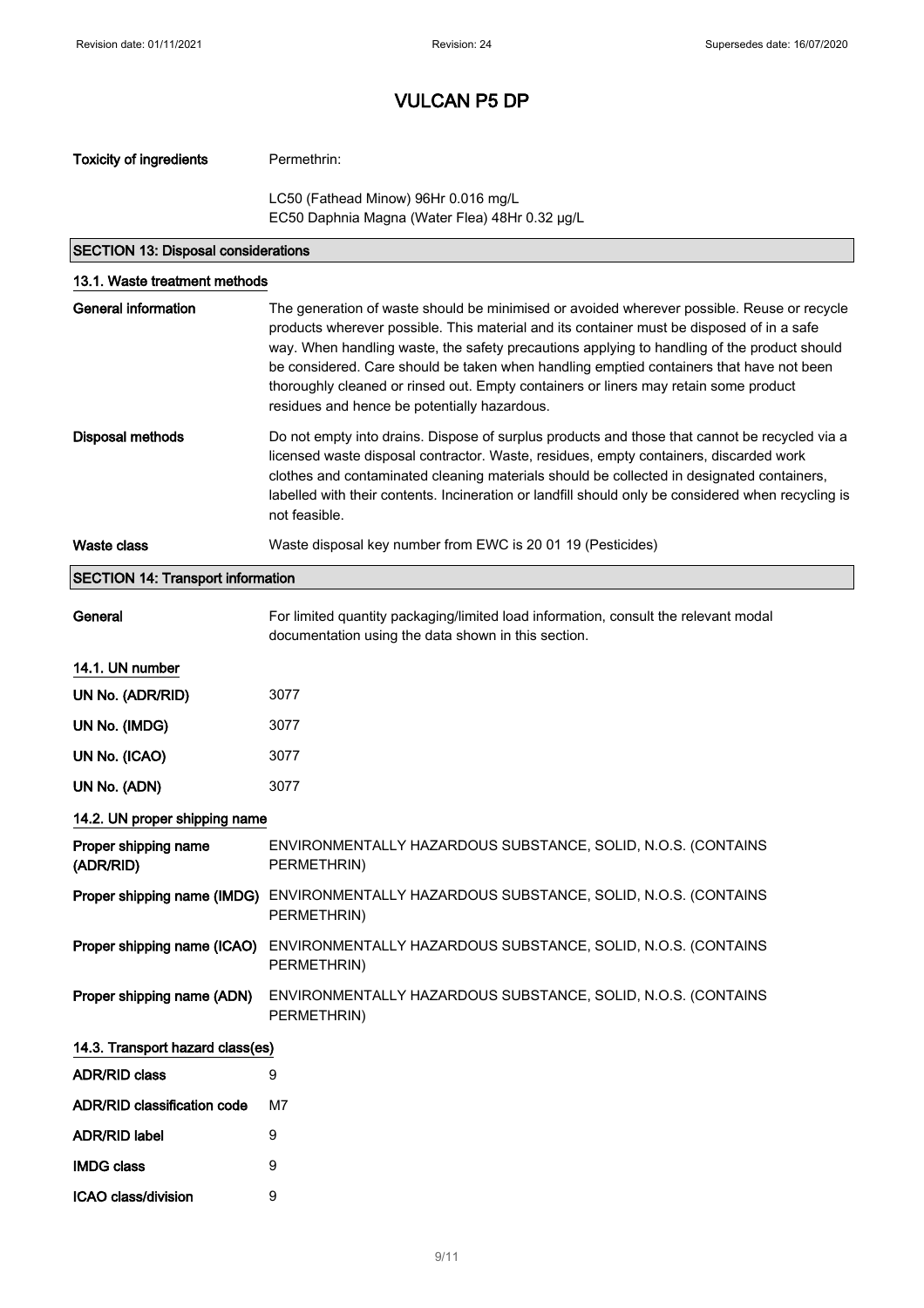**Toxicity of ingredients** Permethrin:

LC50 (Fathead Minow) 96Hr 0.016 mg/L
EC50 Daphnia Magna (Water Flea) 48Hr 0.32 µg/L

## SECTION 13: Disposal considerations

### 13.1. Waste treatment methods

**General information** The generation of waste should be minimised or avoided wherever possible. Reuse or recycle products wherever possible. This material and its container must be disposed of in a safe way. When handling waste, the safety precautions applying to handling of the product should be considered. Care should be taken when handling emptied containers that have not been thoroughly cleaned or rinsed out. Empty containers or liners may retain some product residues and hence be potentially hazardous.

**Disposal methods** Do not empty into drains. Dispose of surplus products and those that cannot be recycled via a licensed waste disposal contractor. Waste, residues, empty containers, discarded work clothes and contaminated cleaning materials should be collected in designated containers, labelled with their contents. Incineration or landfill should only be considered when recycling is not feasible.

**Waste class** Waste disposal key number from EWC is 20 01 19 (Pesticides)

## SECTION 14: Transport information

**General** For limited quantity packaging/limited load information, consult the relevant modal documentation using the data shown in this section.

### 14.1. UN number

**UN No. (ADR/RID)** 3077

**UN No. (IMDG)** 3077

**UN No. (ICAO)** 3077

**UN No. (ADN)** 3077

### 14.2. UN proper shipping name

**Proper shipping name (ADR/RID)** ENVIRONMENTALLY HAZARDOUS SUBSTANCE, SOLID, N.O.S. (CONTAINS PERMETHRIN)

**Proper shipping name (IMDG)** ENVIRONMENTALLY HAZARDOUS SUBSTANCE, SOLID, N.O.S. (CONTAINS PERMETHRIN)

**Proper shipping name (ICAO)** ENVIRONMENTALLY HAZARDOUS SUBSTANCE, SOLID, N.O.S. (CONTAINS PERMETHRIN)

**Proper shipping name (ADN)** ENVIRONMENTALLY HAZARDOUS SUBSTANCE, SOLID, N.O.S. (CONTAINS PERMETHRIN)

### 14.3. Transport hazard class(es)

**ADR/RID class** 9

**ADR/RID classification code** M7

**ADR/RID label** 9

**IMDG class** 9

**ICAO class/division** 9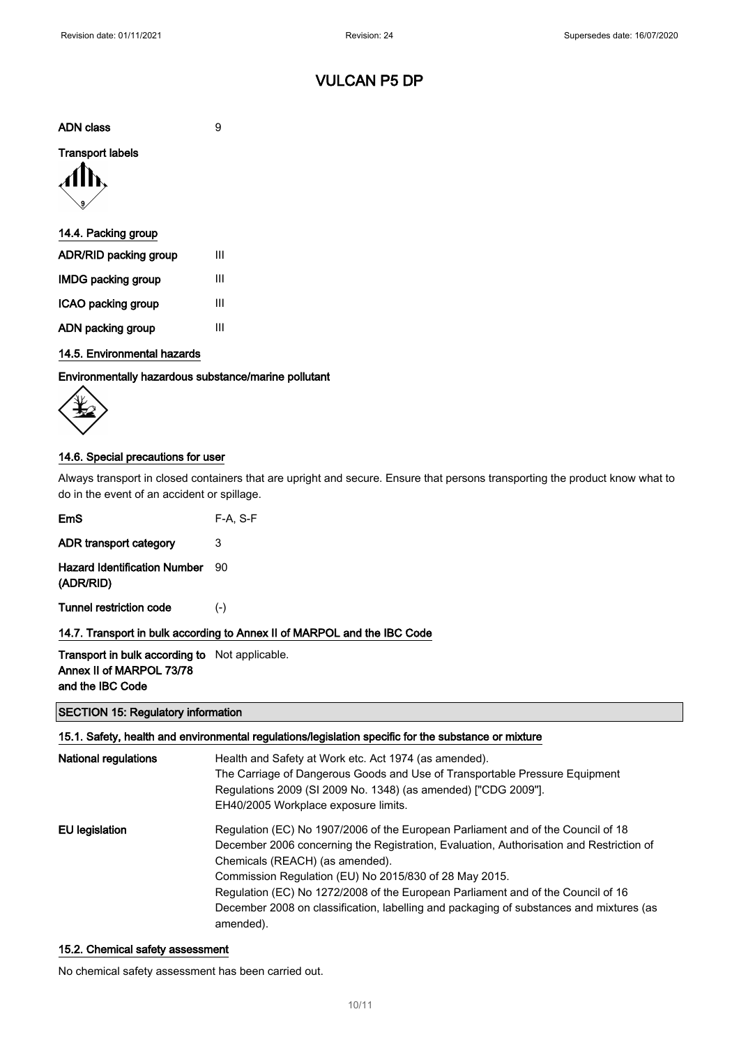**ADN class** 9

**Transport labels**

### 14.4. Packing group

| | |
|---|---|
| **ADR/RID packing group** | III |
| **IMDG packing group** | III |
| **ICAO packing group** | III |
| **ADN packing group** | III |

### 14.5. Environmental hazards

**Environmentally hazardous substance/marine pollutant**

### 14.6. Special precautions for user

Always transport in closed containers that are upright and secure. Ensure that persons transporting the product know what to do in the event of an accident or spillage.

| | |
|---|---|
| **EmS** | F-A, S-F |
| **ADR transport category** | 3 |
| **Hazard Identification Number (ADR/RID)** | 90 |
| **Tunnel restriction code** | (-) |

### 14.7. Transport in bulk according to Annex II of MARPOL and the IBC Code

**Transport in bulk according to Annex II of MARPOL 73/78 and the IBC Code** Not applicable.

## SECTION 15: Regulatory information

### 15.1. Safety, health and environmental regulations/legislation specific for the substance or mixture

**National regulations**

Health and Safety at Work etc. Act 1974 (as amended).
The Carriage of Dangerous Goods and Use of Transportable Pressure Equipment Regulations 2009 (SI 2009 No. 1348) (as amended) ["CDG 2009"].
EH40/2005 Workplace exposure limits.

**EU legislation**

Regulation (EC) No 1907/2006 of the European Parliament and of the Council of 18 December 2006 concerning the Registration, Evaluation, Authorisation and Restriction of Chemicals (REACH) (as amended).
Commission Regulation (EU) No 2015/830 of 28 May 2015.
Regulation (EC) No 1272/2008 of the European Parliament and of the Council of 16 December 2008 on classification, labelling and packaging of substances and mixtures (as amended).

### 15.2. Chemical safety assessment

No chemical safety assessment has been carried out.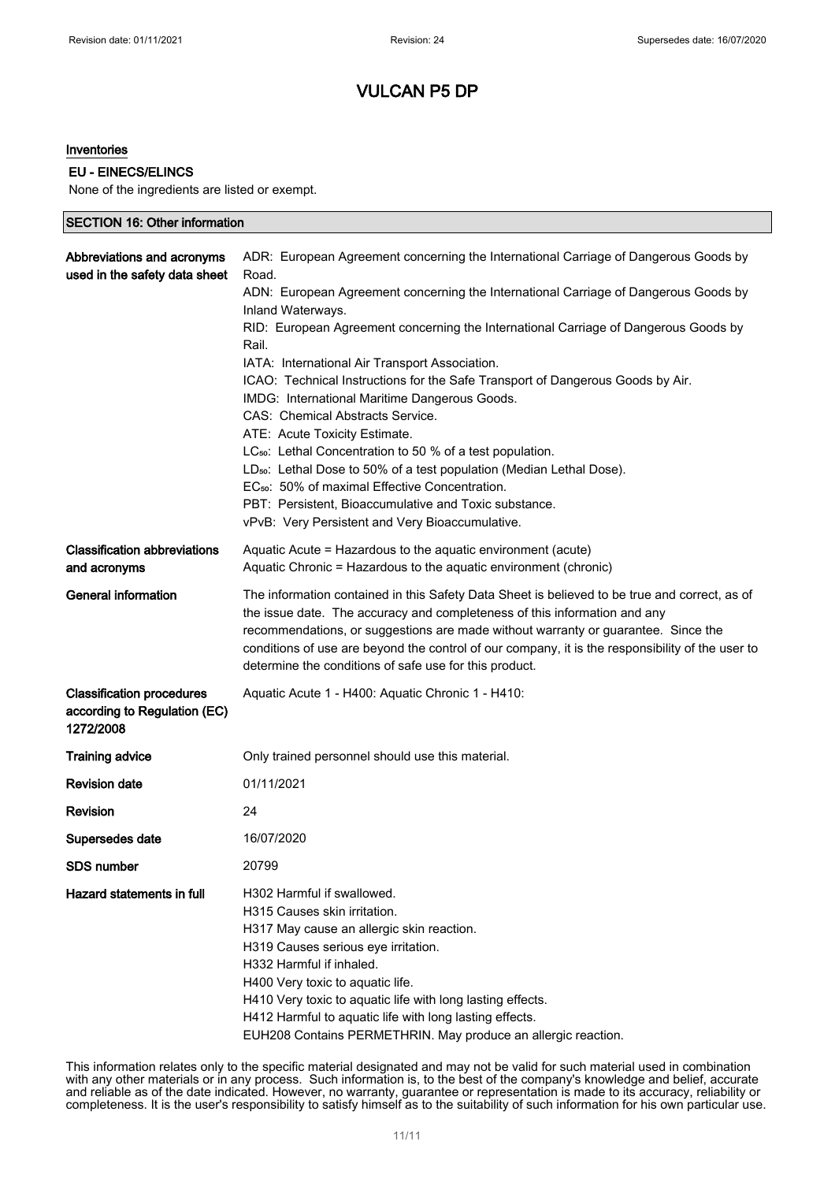### Inventories

#### EU - EINECS/ELINCS

None of the ingredients are listed or exempt.

## SECTION 16: Other information

| | |
|---|---|
| **Abbreviations and acronyms used in the safety data sheet** | ADR: European Agreement concerning the International Carriage of Dangerous Goods by Road.<br>ADN: European Agreement concerning the International Carriage of Dangerous Goods by Inland Waterways.<br>RID: European Agreement concerning the International Carriage of Dangerous Goods by Rail.<br>IATA: International Air Transport Association.<br>ICAO: Technical Instructions for the Safe Transport of Dangerous Goods by Air.<br>IMDG: International Maritime Dangerous Goods.<br>CAS: Chemical Abstracts Service.<br>ATE: Acute Toxicity Estimate.<br>$LC_{50}$: Lethal Concentration to 50 % of a test population.<br>$LD_{50}$: Lethal Dose to 50% of a test population (Median Lethal Dose).<br>$EC_{50}$: 50% of maximal Effective Concentration.<br>PBT: Persistent, Bioaccumulative and Toxic substance.<br>vPvB: Very Persistent and Very Bioaccumulative. |
| **Classification abbreviations and acronyms** | Aquatic Acute = Hazardous to the aquatic environment (acute)<br>Aquatic Chronic = Hazardous to the aquatic environment (chronic) |
| **General information** | The information contained in this Safety Data Sheet is believed to be true and correct, as of the issue date. The accuracy and completeness of this information and any recommendations, or suggestions are made without warranty or guarantee. Since the conditions of use are beyond the control of our company, it is the responsibility of the user to determine the conditions of safe use for this product. |
| **Classification procedures according to Regulation (EC) 1272/2008** | Aquatic Acute 1 - H400: Aquatic Chronic 1 - H410: |
| **Training advice** | Only trained personnel should use this material. |
| **Revision date** | 01/11/2021 |
| **Revision** | 24 |
| **Supersedes date** | 16/07/2020 |
| **SDS number** | 20799 |
| **Hazard statements in full** | H302 Harmful if swallowed.<br>H315 Causes skin irritation.<br>H317 May cause an allergic skin reaction.<br>H319 Causes serious eye irritation.<br>H332 Harmful if inhaled.<br>H400 Very toxic to aquatic life.<br>H410 Very toxic to aquatic life with long lasting effects.<br>H412 Harmful to aquatic life with long lasting effects.<br>EUH208 Contains PERMETHRIN. May produce an allergic reaction. |

This information relates only to the specific material designated and may not be valid for such material used in combination with any other materials or in any process. Such information is, to the best of the company's knowledge and belief, accurate and reliable as of the date indicated. However, no warranty, guarantee or representation is made to its accuracy, reliability or completeness. It is the user's responsibility to satisfy himself as to the suitability of such information for his own particular use.